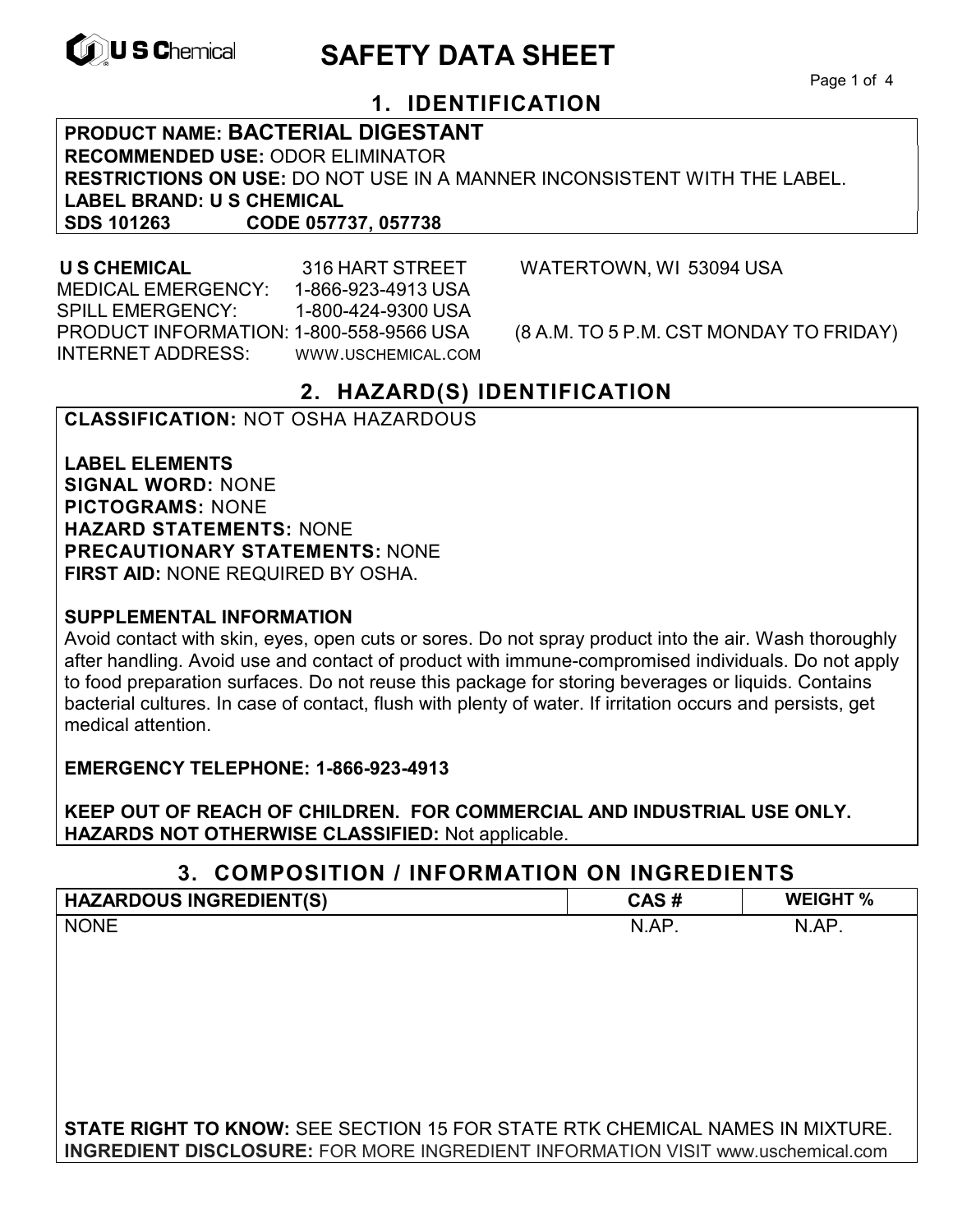# SAFETY DATA SHEET

## 1. IDENTIFICATION

**PRODUCT NAME: BACTERIAL DIGESTANT**
**RECOMMENDED USE:** ODOR ELIMINATOR
**RESTRICTIONS ON USE:** DO NOT USE IN A MANNER INCONSISTENT WITH THE LABEL.
**LABEL BRAND: U S CHEMICAL**
**SDS 101263 CODE 057737, 057738**

**U S CHEMICAL** 316 HART STREET WATERTOWN, WI 53094 USA
MEDICAL EMERGENCY: 1-866-923-4913 USA
SPILL EMERGENCY: 1-800-424-9300 USA
PRODUCT INFORMATION: 1-800-558-9566 USA (8 A.M. TO 5 P.M. CST MONDAY TO FRIDAY)
INTERNET ADDRESS: WWW.USCHEMICAL.COM

## 2. HAZARD(S) IDENTIFICATION

**CLASSIFICATION:** NOT OSHA HAZARDOUS

**LABEL ELEMENTS**
**SIGNAL WORD:** NONE
**PICTOGRAMS:** NONE
**HAZARD STATEMENTS:** NONE
**PRECAUTIONARY STATEMENTS:** NONE
**FIRST AID:** NONE REQUIRED BY OSHA.

**SUPPLEMENTAL INFORMATION**
Avoid contact with skin, eyes, open cuts or sores. Do not spray product into the air. Wash thoroughly after handling. Avoid use and contact of product with immune-compromised individuals. Do not apply to food preparation surfaces. Do not reuse this package for storing beverages or liquids. Contains bacterial cultures. In case of contact, flush with plenty of water. If irritation occurs and persists, get medical attention.

**EMERGENCY TELEPHONE: 1-866-923-4913**

**KEEP OUT OF REACH OF CHILDREN. FOR COMMERCIAL AND INDUSTRIAL USE ONLY.**
**HAZARDS NOT OTHERWISE CLASSIFIED:** Not applicable.

## 3. COMPOSITION / INFORMATION ON INGREDIENTS

| HAZARDOUS INGREDIENT(S) | CAS # | WEIGHT % |
|---|---|---|
| NONE | N.AP. | N.AP. |

**STATE RIGHT TO KNOW:** SEE SECTION 15 FOR STATE RTK CHEMICAL NAMES IN MIXTURE.
**INGREDIENT DISCLOSURE:** FOR MORE INGREDIENT INFORMATION VISIT www.uschemical.com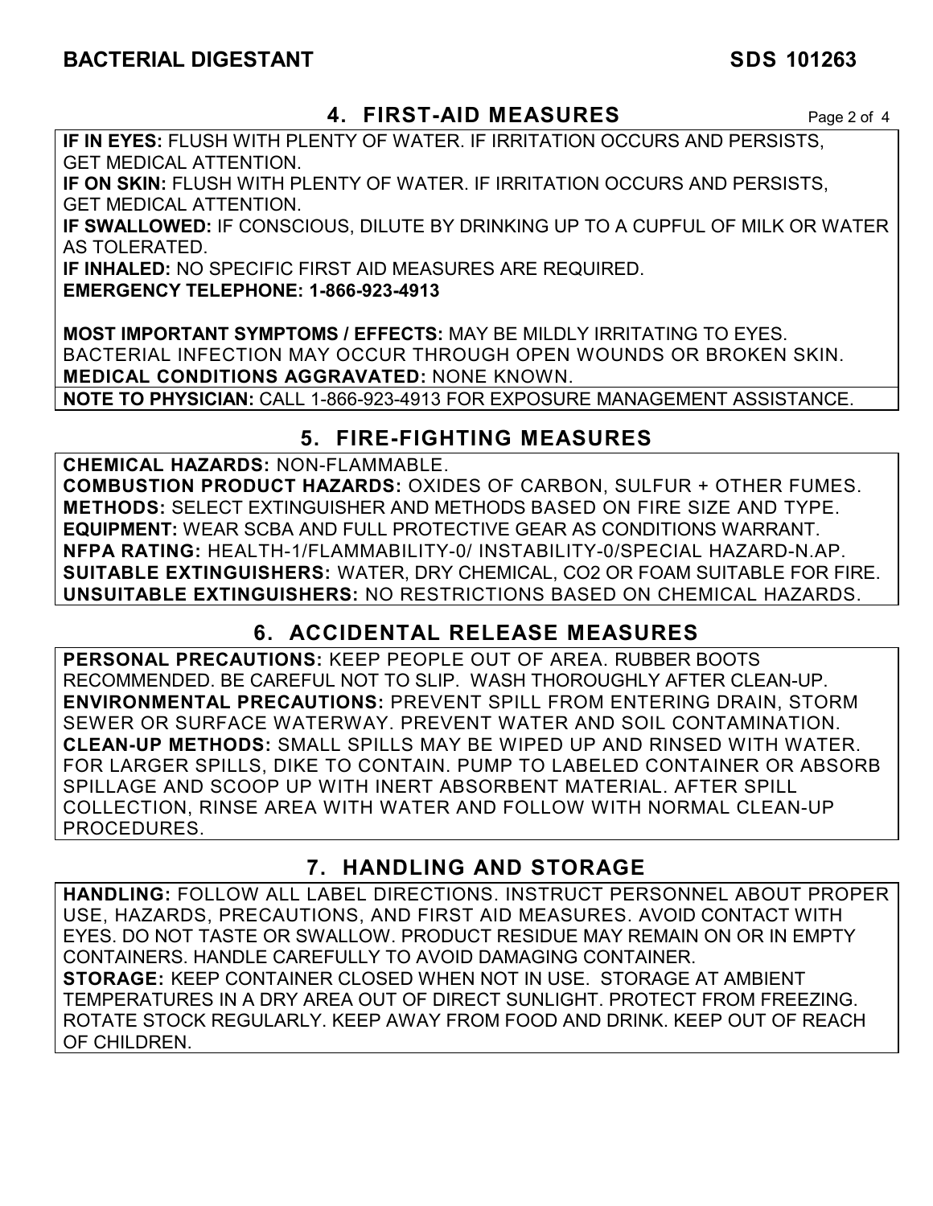## 4. FIRST-AID MEASURES

**IF IN EYES:** FLUSH WITH PLENTY OF WATER. IF IRRITATION OCCURS AND PERSISTS, GET MEDICAL ATTENTION.
**IF ON SKIN:** FLUSH WITH PLENTY OF WATER. IF IRRITATION OCCURS AND PERSISTS, GET MEDICAL ATTENTION.
**IF SWALLOWED:** IF CONSCIOUS, DILUTE BY DRINKING UP TO A CUPFUL OF MILK OR WATER AS TOLERATED.
**IF INHALED:** NO SPECIFIC FIRST AID MEASURES ARE REQUIRED.
**EMERGENCY TELEPHONE: 1-866-923-4913**

**MOST IMPORTANT SYMPTOMS / EFFECTS:** MAY BE MILDLY IRRITATING TO EYES. BACTERIAL INFECTION MAY OCCUR THROUGH OPEN WOUNDS OR BROKEN SKIN.
**MEDICAL CONDITIONS AGGRAVATED:** NONE KNOWN.
**NOTE TO PHYSICIAN:** CALL 1-866-923-4913 FOR EXPOSURE MANAGEMENT ASSISTANCE.

## 5. FIRE-FIGHTING MEASURES

**CHEMICAL HAZARDS:** NON-FLAMMABLE.
**COMBUSTION PRODUCT HAZARDS:** OXIDES OF CARBON, SULFUR + OTHER FUMES.
**METHODS:** SELECT EXTINGUISHER AND METHODS BASED ON FIRE SIZE AND TYPE.
**EQUIPMENT:** WEAR SCBA AND FULL PROTECTIVE GEAR AS CONDITIONS WARRANT.
**NFPA RATING:** HEALTH-1/FLAMMABILITY-0/ INSTABILITY-0/SPECIAL HAZARD-N.AP.
**SUITABLE EXTINGUISHERS:** WATER, DRY CHEMICAL, CO2 OR FOAM SUITABLE FOR FIRE.
**UNSUITABLE EXTINGUISHERS:** NO RESTRICTIONS BASED ON CHEMICAL HAZARDS.

## 6. ACCIDENTAL RELEASE MEASURES

**PERSONAL PRECAUTIONS:** KEEP PEOPLE OUT OF AREA. RUBBER BOOTS RECOMMENDED. BE CAREFUL NOT TO SLIP. WASH THOROUGHLY AFTER CLEAN-UP.
**ENVIRONMENTAL PRECAUTIONS:** PREVENT SPILL FROM ENTERING DRAIN, STORM SEWER OR SURFACE WATERWAY. PREVENT WATER AND SOIL CONTAMINATION.
**CLEAN-UP METHODS:** SMALL SPILLS MAY BE WIPED UP AND RINSED WITH WATER. FOR LARGER SPILLS, DIKE TO CONTAIN. PUMP TO LABELED CONTAINER OR ABSORB SPILLAGE AND SCOOP UP WITH INERT ABSORBENT MATERIAL. AFTER SPILL COLLECTION, RINSE AREA WITH WATER AND FOLLOW WITH NORMAL CLEAN-UP PROCEDURES.

## 7. HANDLING AND STORAGE

**HANDLING:** FOLLOW ALL LABEL DIRECTIONS. INSTRUCT PERSONNEL ABOUT PROPER USE, HAZARDS, PRECAUTIONS, AND FIRST AID MEASURES. AVOID CONTACT WITH EYES. DO NOT TASTE OR SWALLOW. PRODUCT RESIDUE MAY REMAIN ON OR IN EMPTY CONTAINERS. HANDLE CAREFULLY TO AVOID DAMAGING CONTAINER.
**STORAGE:** KEEP CONTAINER CLOSED WHEN NOT IN USE. STORAGE AT AMBIENT TEMPERATURES IN A DRY AREA OUT OF DIRECT SUNLIGHT. PROTECT FROM FREEZING. ROTATE STOCK REGULARLY. KEEP AWAY FROM FOOD AND DRINK. KEEP OUT OF REACH OF CHILDREN.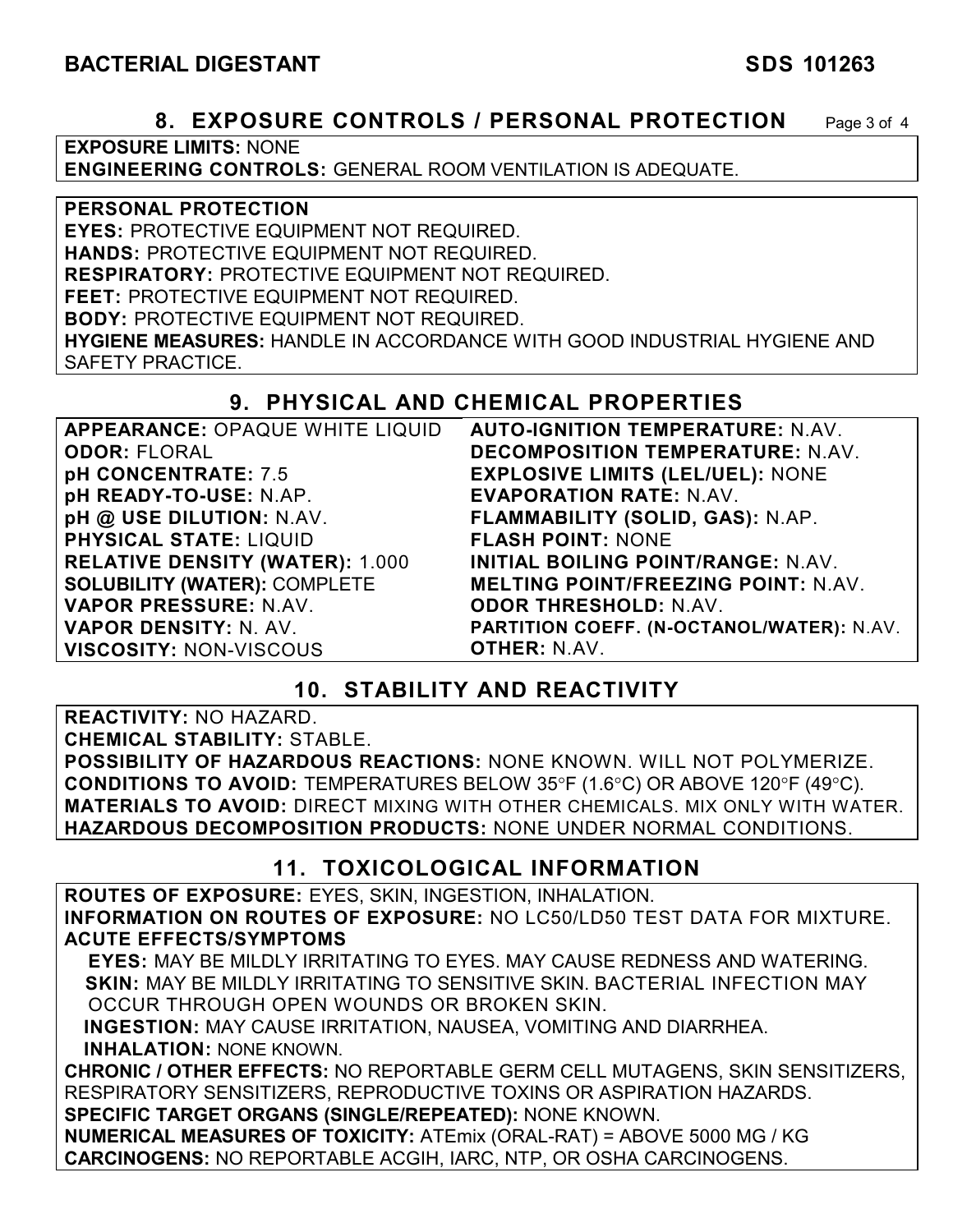## 8. EXPOSURE CONTROLS / PERSONAL PROTECTION

**EXPOSURE LIMITS:** NONE
**ENGINEERING CONTROLS:** GENERAL ROOM VENTILATION IS ADEQUATE.

**PERSONAL PROTECTION**
**EYES:** PROTECTIVE EQUIPMENT NOT REQUIRED.
**HANDS:** PROTECTIVE EQUIPMENT NOT REQUIRED.
**RESPIRATORY:** PROTECTIVE EQUIPMENT NOT REQUIRED.
**FEET:** PROTECTIVE EQUIPMENT NOT REQUIRED.
**BODY:** PROTECTIVE EQUIPMENT NOT REQUIRED.
**HYGIENE MEASURES:** HANDLE IN ACCORDANCE WITH GOOD INDUSTRIAL HYGIENE AND SAFETY PRACTICE.

## 9. PHYSICAL AND CHEMICAL PROPERTIES

**APPEARANCE:** OPAQUE WHITE LIQUID
**ODOR:** FLORAL
**pH CONCENTRATE:** 7.5
**pH READY-TO-USE:** N.AP.
**pH @ USE DILUTION:** N.AV.
**PHYSICAL STATE:** LIQUID
**RELATIVE DENSITY (WATER):** 1.000
**SOLUBILITY (WATER):** COMPLETE
**VAPOR PRESSURE:** N.AV.
**VAPOR DENSITY:** N. AV.
**VISCOSITY:** NON-VISCOUS
**AUTO-IGNITION TEMPERATURE:** N.AV.
**DECOMPOSITION TEMPERATURE:** N.AV.
**EXPLOSIVE LIMITS (LEL/UEL):** NONE
**EVAPORATION RATE:** N.AV.
**FLAMMABILITY (SOLID, GAS):** N.AP.
**FLASH POINT:** NONE
**INITIAL BOILING POINT/RANGE:** N.AV.
**MELTING POINT/FREEZING POINT:** N.AV.
**ODOR THRESHOLD:** N.AV.
**PARTITION COEFF. (N-OCTANOL/WATER):** N.AV.
**OTHER:** N.AV.

## 10. STABILITY AND REACTIVITY

**REACTIVITY:** NO HAZARD.
**CHEMICAL STABILITY:** STABLE.
**POSSIBILITY OF HAZARDOUS REACTIONS:** NONE KNOWN. WILL NOT POLYMERIZE.
**CONDITIONS TO AVOID:** TEMPERATURES BELOW 35°F (1.6°C) OR ABOVE 120°F (49°C).
**MATERIALS TO AVOID:** DIRECT MIXING WITH OTHER CHEMICALS. MIX ONLY WITH WATER.
**HAZARDOUS DECOMPOSITION PRODUCTS:** NONE UNDER NORMAL CONDITIONS.

## 11. TOXICOLOGICAL INFORMATION

**ROUTES OF EXPOSURE:** EYES, SKIN, INGESTION, INHALATION.
**INFORMATION ON ROUTES OF EXPOSURE:** NO LC50/LD50 TEST DATA FOR MIXTURE.
**ACUTE EFFECTS/SYMPTOMS**
**EYES:** MAY BE MILDLY IRRITATING TO EYES. MAY CAUSE REDNESS AND WATERING.
**SKIN:** MAY BE MILDLY IRRITATING TO SENSITIVE SKIN. BACTERIAL INFECTION MAY OCCUR THROUGH OPEN WOUNDS OR BROKEN SKIN.
**INGESTION:** MAY CAUSE IRRITATION, NAUSEA, VOMITING AND DIARRHEA.
**INHALATION:** NONE KNOWN.
**CHRONIC / OTHER EFFECTS:** NO REPORTABLE GERM CELL MUTAGENS, SKIN SENSITIZERS, RESPIRATORY SENSITIZERS, REPRODUCTIVE TOXINS OR ASPIRATION HAZARDS.
**SPECIFIC TARGET ORGANS (SINGLE/REPEATED):** NONE KNOWN.
**NUMERICAL MEASURES OF TOXICITY:** ATEmix (ORAL-RAT) = ABOVE 5000 MG / KG
**CARCINOGENS:** NO REPORTABLE ACGIH, IARC, NTP, OR OSHA CARCINOGENS.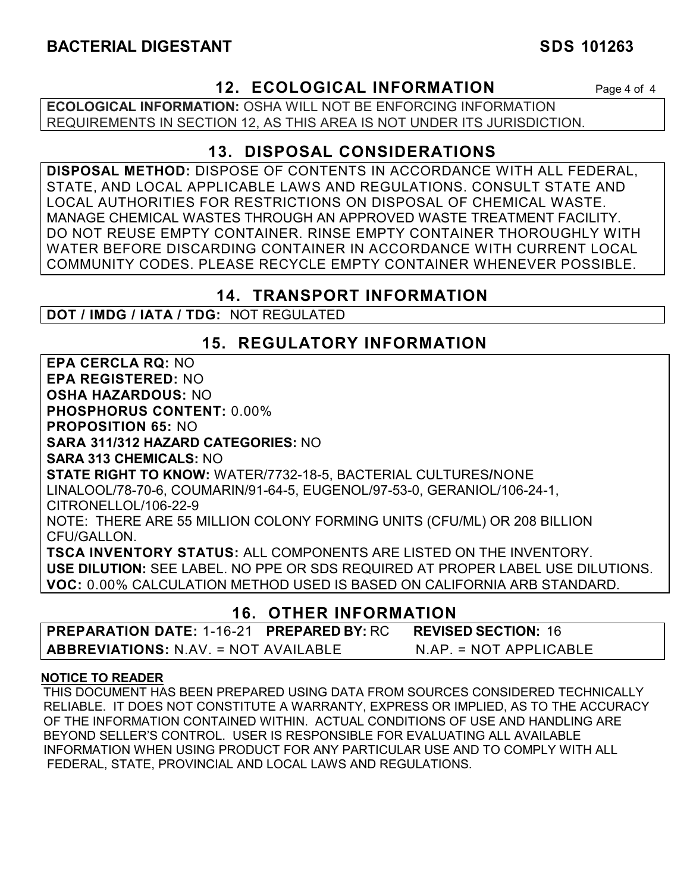## 12. ECOLOGICAL INFORMATION

**ECOLOGICAL INFORMATION:** OSHA WILL NOT BE ENFORCING INFORMATION REQUIREMENTS IN SECTION 12, AS THIS AREA IS NOT UNDER ITS JURISDICTION.

## 13. DISPOSAL CONSIDERATIONS

**DISPOSAL METHOD:** DISPOSE OF CONTENTS IN ACCORDANCE WITH ALL FEDERAL, STATE, AND LOCAL APPLICABLE LAWS AND REGULATIONS. CONSULT STATE AND LOCAL AUTHORITIES FOR RESTRICTIONS ON DISPOSAL OF CHEMICAL WASTE. MANAGE CHEMICAL WASTES THROUGH AN APPROVED WASTE TREATMENT FACILITY. DO NOT REUSE EMPTY CONTAINER. RINSE EMPTY CONTAINER THOROUGHLY WITH WATER BEFORE DISCARDING CONTAINER IN ACCORDANCE WITH CURRENT LOCAL COMMUNITY CODES. PLEASE RECYCLE EMPTY CONTAINER WHENEVER POSSIBLE.

## 14. TRANSPORT INFORMATION

**DOT / IMDG / IATA / TDG:** NOT REGULATED

## 15. REGULATORY INFORMATION

**EPA CERCLA RQ:** NO
**EPA REGISTERED:** NO
**OSHA HAZARDOUS:** NO
**PHOSPHORUS CONTENT:** 0.00%
**PROPOSITION 65:** NO
**SARA 311/312 HAZARD CATEGORIES:** NO
**SARA 313 CHEMICALS:** NO
**STATE RIGHT TO KNOW:** WATER/7732-18-5, BACTERIAL CULTURES/NONE
LINALOOL/78-70-6, COUMARIN/91-64-5, EUGENOL/97-53-0, GERANIOL/106-24-1, CITRONELLOL/106-22-9
NOTE: THERE ARE 55 MILLION COLONY FORMING UNITS (CFU/ML) OR 208 BILLION CFU/GALLON.
**TSCA INVENTORY STATUS:** ALL COMPONENTS ARE LISTED ON THE INVENTORY.
**USE DILUTION:** SEE LABEL. NO PPE OR SDS REQUIRED AT PROPER LABEL USE DILUTIONS.
**VOC:** 0.00% CALCULATION METHOD USED IS BASED ON CALIFORNIA ARB STANDARD.

## 16. OTHER INFORMATION

**PREPARATION DATE:** 1-16-21 **PREPARED BY:** RC **REVISED SECTION:** 16
**ABBREVIATIONS:** N.AV. = NOT AVAILABLE N.AP. = NOT APPLICABLE

**NOTICE TO READER**

THIS DOCUMENT HAS BEEN PREPARED USING DATA FROM SOURCES CONSIDERED TECHNICALLY RELIABLE. IT DOES NOT CONSTITUTE A WARRANTY, EXPRESS OR IMPLIED, AS TO THE ACCURACY OF THE INFORMATION CONTAINED WITHIN. ACTUAL CONDITIONS OF USE AND HANDLING ARE BEYOND SELLER'S CONTROL. USER IS RESPONSIBLE FOR EVALUATING ALL AVAILABLE INFORMATION WHEN USING PRODUCT FOR ANY PARTICULAR USE AND TO COMPLY WITH ALL FEDERAL, STATE, PROVINCIAL AND LOCAL LAWS AND REGULATIONS.